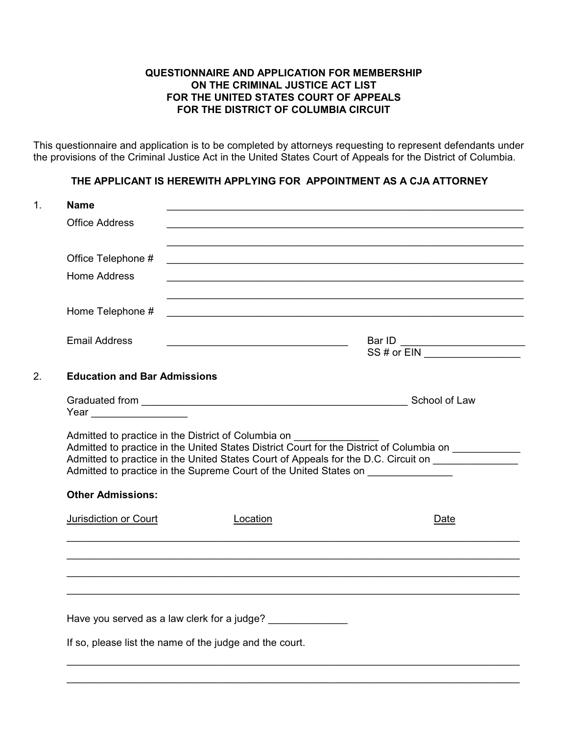# QUESTIONNAIRE AND APPLICATION FOR MEMBERSHIP ON THE CRIMINAL JUSTICE ACT LIST FOR THE UNITED STATES COURT OF APPEALS FOR THE DISTRICT OF COLUMBIA CIRCUIT

This questionnaire and application is to be completed by attorneys requesting to represent defendants under the provisions of the Criminal Justice Act in the United States Court of Appeals for the District of Columbia.

**THE APPLICANT IS HEREWITH APPLYING FOR APPOINTMENT AS A CJA ATTORNEY**

1. **Name** ____________________________________________

   Office Address ____________________________________________

   ____________________________________________

   Office Telephone # ____________________________________________

   Home Address ____________________________________________

   ____________________________________________

   Home Telephone # ____________________________________________

   Email Address ______________________________ Bar ID ____________________

   SS # or EIN ________________

2. **Education and Bar Admissions**

   Graduated from ____________________________________________ School of Law

   Year ________________

   Admitted to practice in the District of Columbia on ______________

   Admitted to practice in the United States District Court for the District of Columbia on ____________

   Admitted to practice in the United States Court of Appeals for the D.C. Circuit on ______________

   Admitted to practice in the Supreme Court of the United States on ______________

   **Other Admissions:**

   | Jurisdiction or Court | Location | Date |
   | --- | --- | --- |
   | | | |
   | | | |
   | | | |
   | | | |

   Have you served as a law clerk for a judge? ______________

   If so, please list the name of the judge and the court.

   ____________________________________________

   ____________________________________________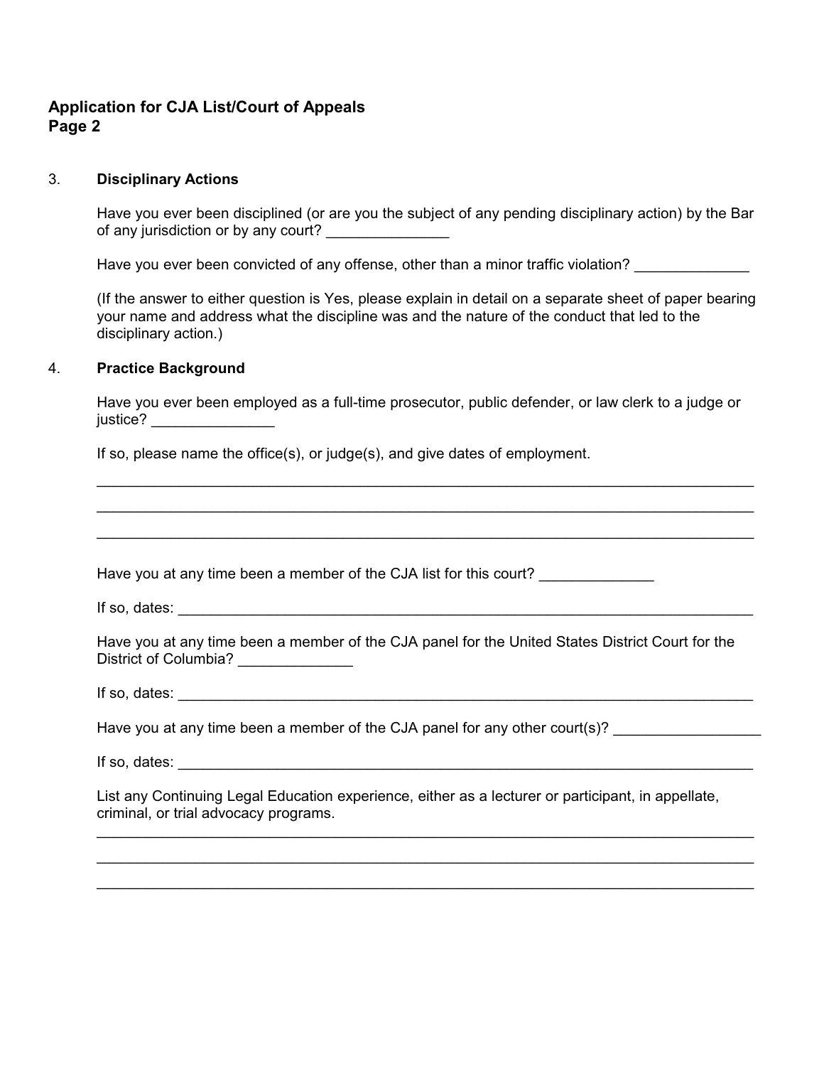**Application for CJA List/Court of Appeals**

3. **Disciplinary Actions**

   Have you ever been disciplined (or are you the subject of any pending disciplinary action) by the Bar of any jurisdiction or by any court? _______________

   Have you ever been convicted of any offense, other than a minor traffic violation? ______________

   (If the answer to either question is Yes, please explain in detail on a separate sheet of paper bearing your name and address what the discipline was and the nature of the conduct that led to the disciplinary action.)

4. **Practice Background**

   Have you ever been employed as a full-time prosecutor, public defender, or law clerk to a judge or justice? _______________

   If so, please name the office(s), or judge(s), and give dates of employment.

   ___________________________________________________________________________

   ___________________________________________________________________________

   ___________________________________________________________________________

   Have you at any time been a member of the CJA list for this court? ______________

   If so, dates: ______________________________________________________________

   Have you at any time been a member of the CJA panel for the United States District Court for the District of Columbia? ______________

   If so, dates: ______________________________________________________________

   Have you at any time been a member of the CJA panel for any other court(s)? __________________

   If so, dates: ______________________________________________________________

   List any Continuing Legal Education experience, either as a lecturer or participant, in appellate, criminal, or trial advocacy programs.

   ___________________________________________________________________________

   ___________________________________________________________________________

   ___________________________________________________________________________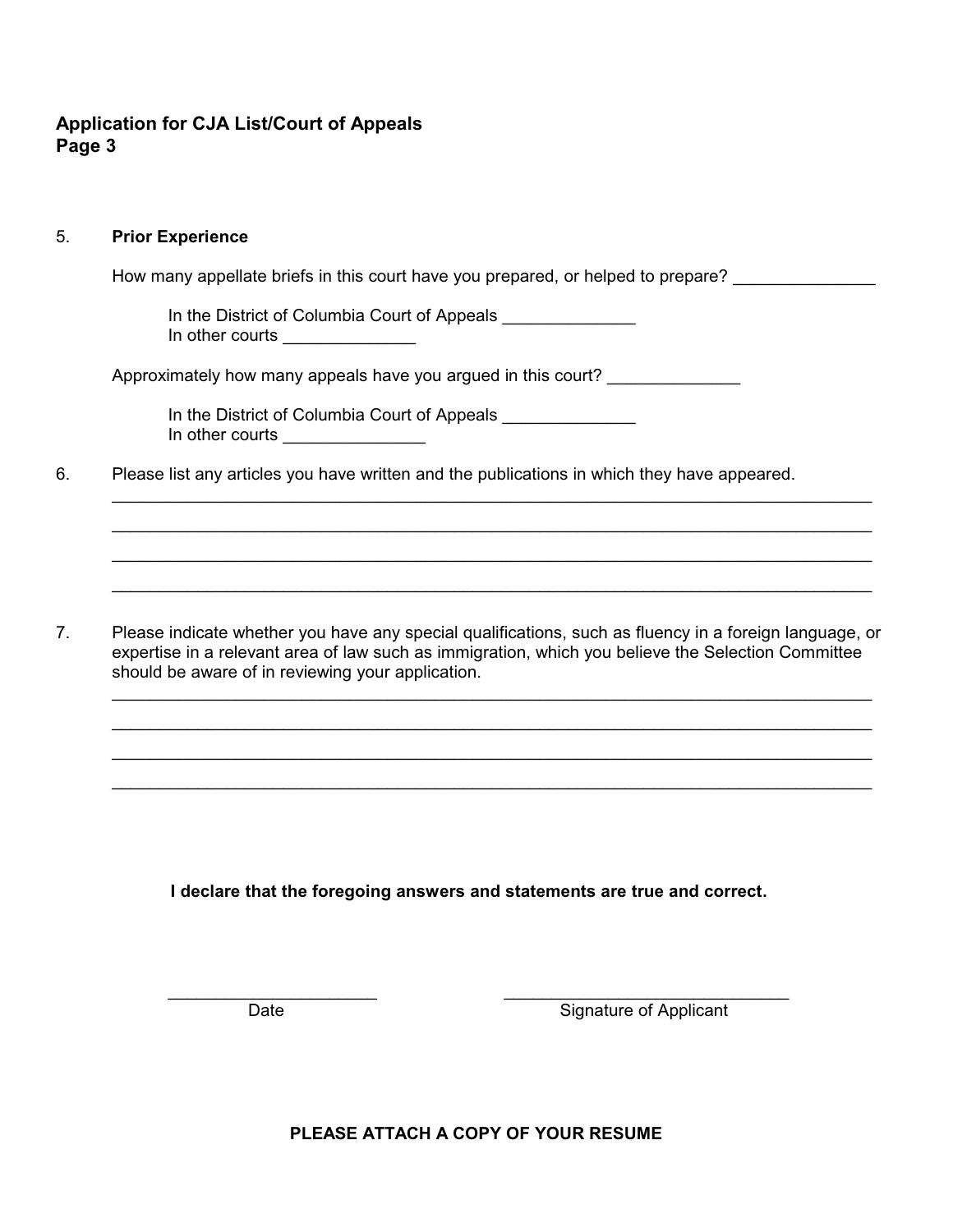**Application for CJA List/Court of Appeals**
**Page 3**

5. **Prior Experience**

   How many appellate briefs in this court have you prepared, or helped to prepare? _______________

   In the District of Columbia Court of Appeals ______________
   In other courts ______________

   Approximately how many appeals have you argued in this court? ______________

   In the District of Columbia Court of Appeals ______________
   In other courts _______________

6. Please list any articles you have written and the publications in which they have appeared.
   ________________________________________________________________________________
   ________________________________________________________________________________
   ________________________________________________________________________________
   ________________________________________________________________________________

7. Please indicate whether you have any special qualifications, such as fluency in a foreign language, or expertise in a relevant area of law such as immigration, which you believe the Selection Committee should be aware of in reviewing your application.
   ________________________________________________________________________________
   ________________________________________________________________________________
   ________________________________________________________________________________
   ________________________________________________________________________________

**I declare that the foregoing answers and statements are true and correct.**

______________________ Date

______________________________ Signature of Applicant

**PLEASE ATTACH A COPY OF YOUR RESUME**